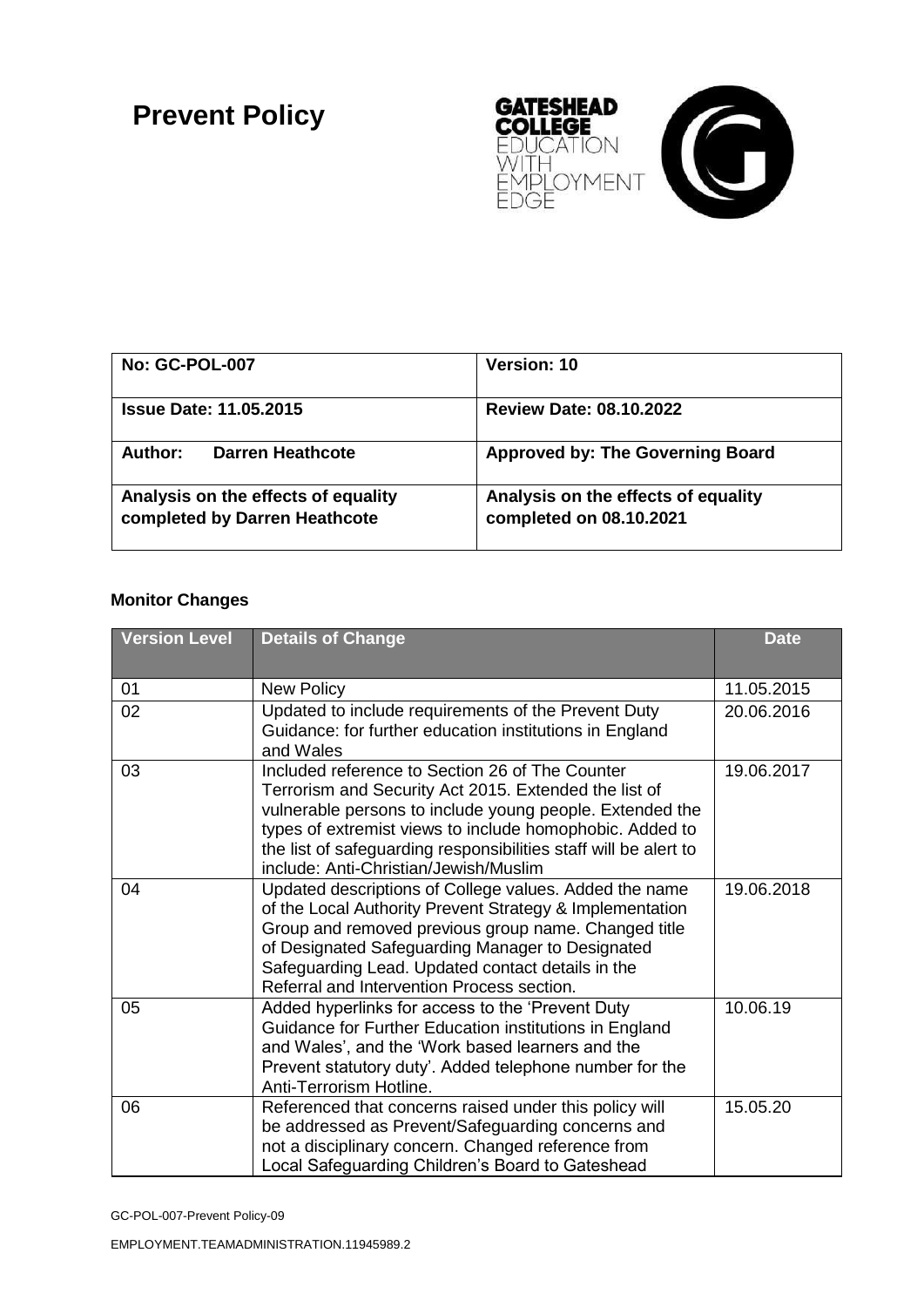# Prevent Policy

| No: GC-POL-007 | Version: 10 |
|---|---|
| Issue Date: 11.05.2015 | Review Date: 08.10.2022 |
| Author: Darren Heathcote | Approved by: The Governing Board |
| Analysis on the effects of equality completed by Darren Heathcote | Analysis on the effects of equality completed on 08.10.2021 |

**Monitor Changes**

| Version Level | Details of Change | Date |
|---|---|---|
| 01 | New Policy | 11.05.2015 |
| 02 | Updated to include requirements of the Prevent Duty Guidance: for further education institutions in England and Wales | 20.06.2016 |
| 03 | Included reference to Section 26 of The Counter Terrorism and Security Act 2015. Extended the list of vulnerable persons to include young people. Extended the types of extremist views to include homophobic. Added to the list of safeguarding responsibilities staff will be alert to include: Anti-Christian/Jewish/Muslim | 19.06.2017 |
| 04 | Updated descriptions of College values. Added the name of the Local Authority Prevent Strategy & Implementation Group and removed previous group name. Changed title of Designated Safeguarding Manager to Designated Safeguarding Lead. Updated contact details in the Referral and Intervention Process section. | 19.06.2018 |
| 05 | Added hyperlinks for access to the 'Prevent Duty Guidance for Further Education institutions in England and Wales', and the 'Work based learners and the Prevent statutory duty'. Added telephone number for the Anti-Terrorism Hotline. | 10.06.19 |
| 06 | Referenced that concerns raised under this policy will be addressed as Prevent/Safeguarding concerns and not a disciplinary concern. Changed reference from Local Safeguarding Children's Board to Gateshead | 15.05.20 |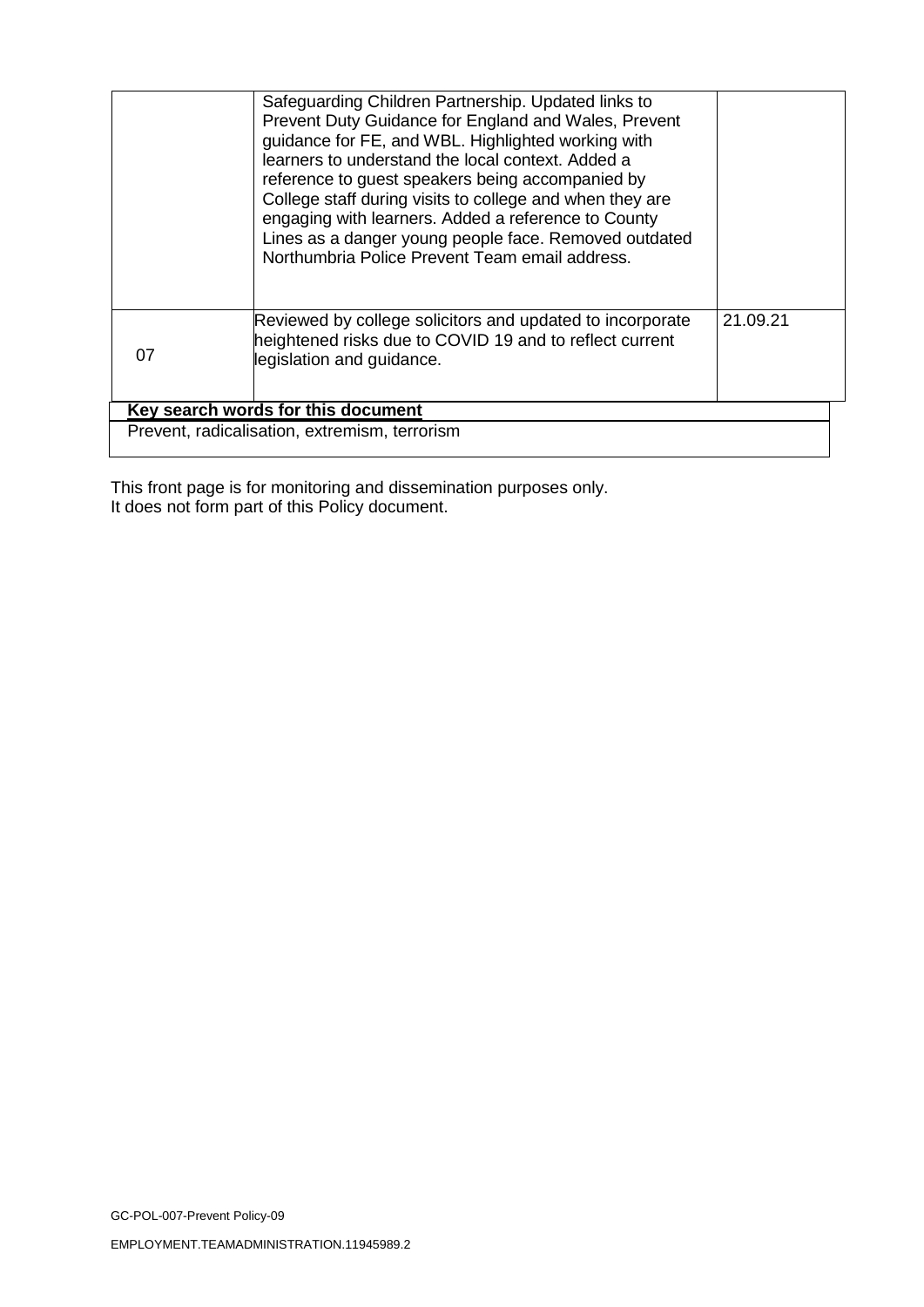| | | |
|---|---|---|
| | Safeguarding Children Partnership. Updated links to Prevent Duty Guidance for England and Wales, Prevent guidance for FE, and WBL. Highlighted working with learners to understand the local context. Added a reference to guest speakers being accompanied by College staff during visits to college and when they are engaging with learners. Added a reference to County Lines as a danger young people face. Removed outdated Northumbria Police Prevent Team email address. | |
| 07 | Reviewed by college solicitors and updated to incorporate heightened risks due to COVID 19 and to reflect current legislation and guidance. | 21.09.21 |

| **Key search words for this document** |
|---|
| Prevent, radicalisation, extremism, terrorism |

This front page is for monitoring and dissemination purposes only.
It does not form part of this Policy document.

GC-POL-007-Prevent Policy-09

EMPLOYMENT.TEAMADMINISTRATION.11945989.2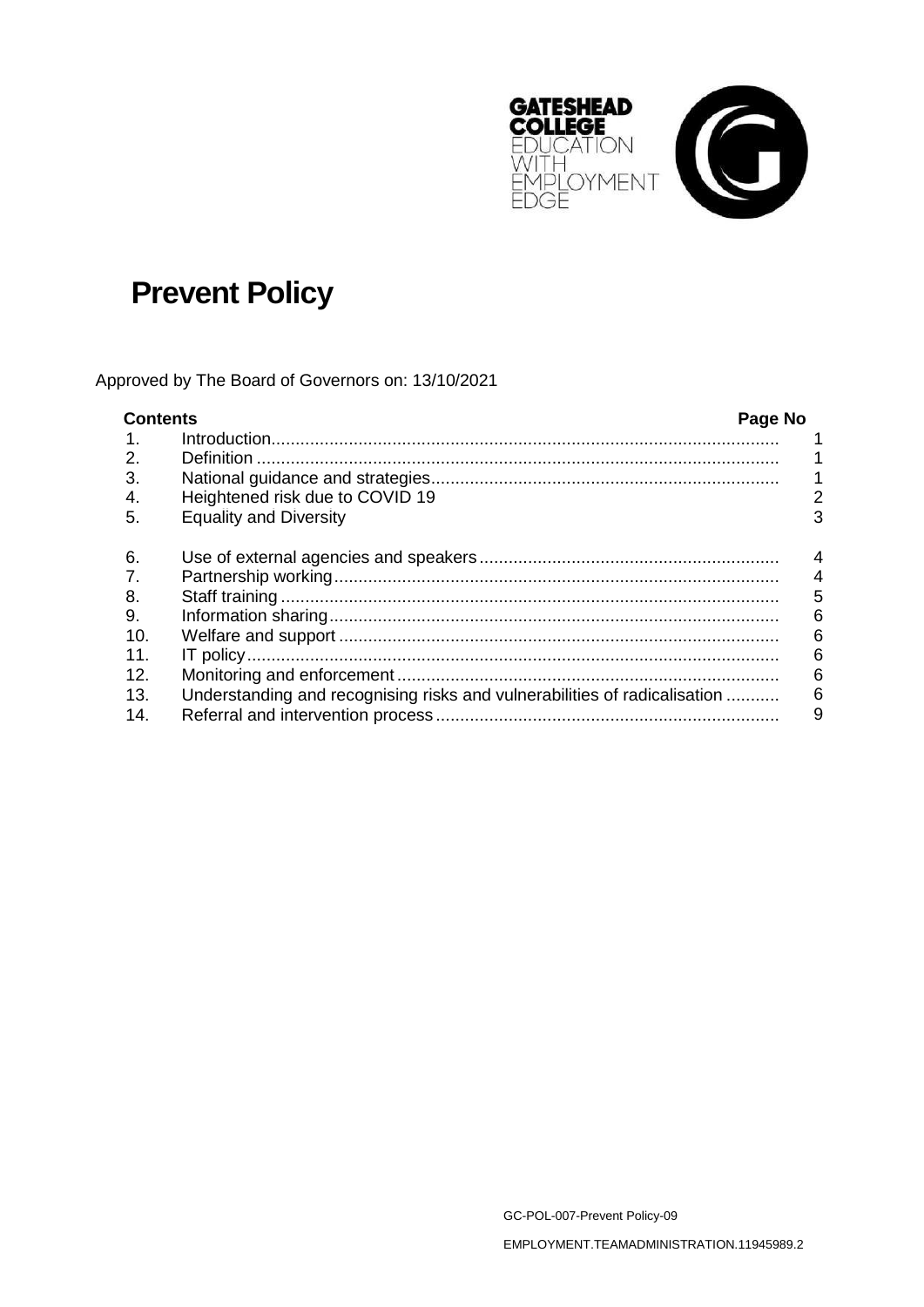# Prevent Policy

Approved by The Board of Governors on: 13/10/2021

| Contents | | Page No |
|---|---|---|
| 1. | Introduction | 1 |
| 2. | Definition | 1 |
| 3. | National guidance and strategies | 1 |
| 4. | Heightened risk due to COVID 19 | 2 |
| 5. | Equality and Diversity | 3 |
| 6. | Use of external agencies and speakers | 4 |
| 7. | Partnership working | 4 |
| 8. | Staff training | 5 |
| 9. | Information sharing | 6 |
| 10. | Welfare and support | 6 |
| 11. | IT policy | 6 |
| 12. | Monitoring and enforcement | 6 |
| 13. | Understanding and recognising risks and vulnerabilities of radicalisation | 6 |
| 14. | Referral and intervention process | 9 |

GC-POL-007-Prevent Policy-09

EMPLOYMENT.TEAMADMINISTRATION.11945989.2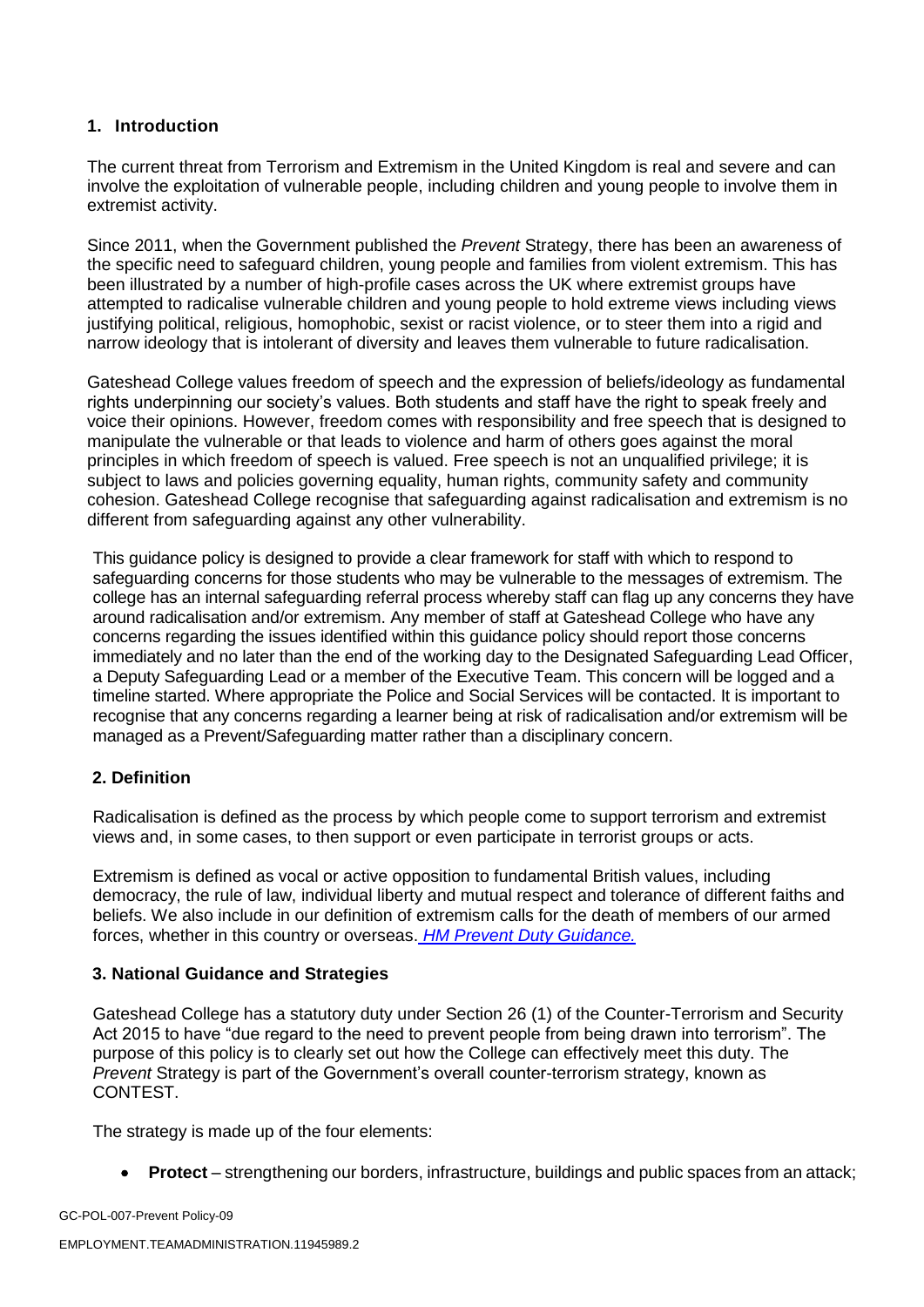## 1. Introduction

The current threat from Terrorism and Extremism in the United Kingdom is real and severe and can involve the exploitation of vulnerable people, including children and young people to involve them in extremist activity.

Since 2011, when the Government published the *Prevent* Strategy, there has been an awareness of the specific need to safeguard children, young people and families from violent extremism. This has been illustrated by a number of high-profile cases across the UK where extremist groups have attempted to radicalise vulnerable children and young people to hold extreme views including views justifying political, religious, homophobic, sexist or racist violence, or to steer them into a rigid and narrow ideology that is intolerant of diversity and leaves them vulnerable to future radicalisation.

Gateshead College values freedom of speech and the expression of beliefs/ideology as fundamental rights underpinning our society's values. Both students and staff have the right to speak freely and voice their opinions. However, freedom comes with responsibility and free speech that is designed to manipulate the vulnerable or that leads to violence and harm of others goes against the moral principles in which freedom of speech is valued. Free speech is not an unqualified privilege; it is subject to laws and policies governing equality, human rights, community safety and community cohesion. Gateshead College recognise that safeguarding against radicalisation and extremism is no different from safeguarding against any other vulnerability.

This guidance policy is designed to provide a clear framework for staff with which to respond to safeguarding concerns for those students who may be vulnerable to the messages of extremism. The college has an internal safeguarding referral process whereby staff can flag up any concerns they have around radicalisation and/or extremism. Any member of staff at Gateshead College who have any concerns regarding the issues identified within this guidance policy should report those concerns immediately and no later than the end of the working day to the Designated Safeguarding Lead Officer, a Deputy Safeguarding Lead or a member of the Executive Team. This concern will be logged and a timeline started. Where appropriate the Police and Social Services will be contacted. It is important to recognise that any concerns regarding a learner being at risk of radicalisation and/or extremism will be managed as a Prevent/Safeguarding matter rather than a disciplinary concern.

## 2. Definition

Radicalisation is defined as the process by which people come to support terrorism and extremist views and, in some cases, to then support or even participate in terrorist groups or acts.

Extremism is defined as vocal or active opposition to fundamental British values, including democracy, the rule of law, individual liberty and mutual respect and tolerance of different faiths and beliefs. We also include in our definition of extremism calls for the death of members of our armed forces, whether in this country or overseas. *HM Prevent Duty Guidance.*

## 3. National Guidance and Strategies

Gateshead College has a statutory duty under Section 26 (1) of the Counter-Terrorism and Security Act 2015 to have "due regard to the need to prevent people from being drawn into terrorism". The purpose of this policy is to clearly set out how the College can effectively meet this duty. The *Prevent* Strategy is part of the Government's overall counter-terrorism strategy, known as CONTEST.

The strategy is made up of the four elements:

- **Protect** – strengthening our borders, infrastructure, buildings and public spaces from an attack;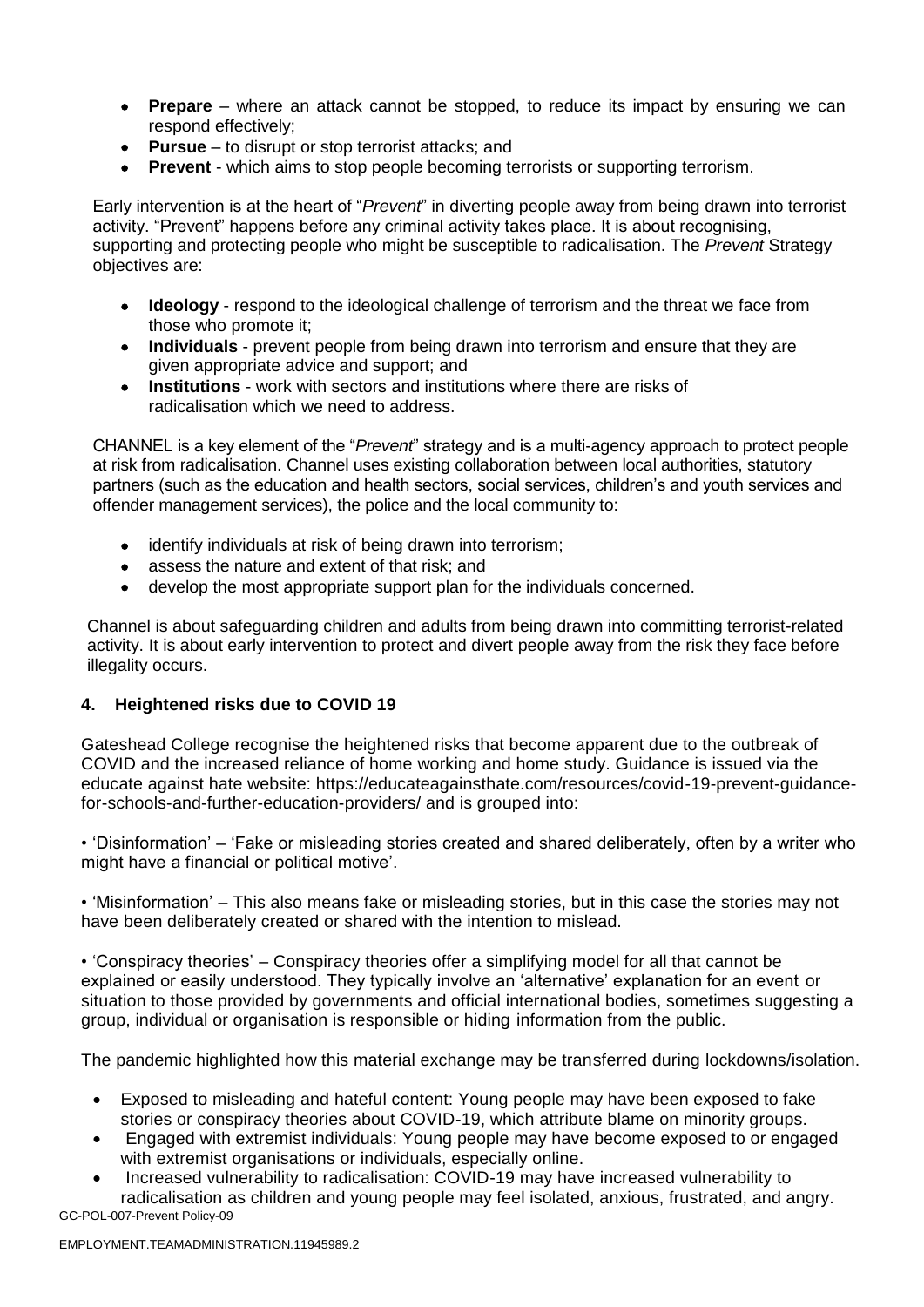- **Prepare** – where an attack cannot be stopped, to reduce its impact by ensuring we can respond effectively;
- **Pursue** – to disrupt or stop terrorist attacks; and
- **Prevent** - which aims to stop people becoming terrorists or supporting terrorism.

Early intervention is at the heart of "*Prevent*" in diverting people away from being drawn into terrorist activity. "Prevent" happens before any criminal activity takes place. It is about recognising, supporting and protecting people who might be susceptible to radicalisation. The *Prevent* Strategy objectives are:

- **Ideology** - respond to the ideological challenge of terrorism and the threat we face from those who promote it;
- **Individuals** - prevent people from being drawn into terrorism and ensure that they are given appropriate advice and support; and
- **Institutions** - work with sectors and institutions where there are risks of radicalisation which we need to address.

CHANNEL is a key element of the "*Prevent*" strategy and is a multi-agency approach to protect people at risk from radicalisation. Channel uses existing collaboration between local authorities, statutory partners (such as the education and health sectors, social services, children's and youth services and offender management services), the police and the local community to:

- identify individuals at risk of being drawn into terrorism;
- assess the nature and extent of that risk; and
- develop the most appropriate support plan for the individuals concerned.

Channel is about safeguarding children and adults from being drawn into committing terrorist-related activity. It is about early intervention to protect and divert people away from the risk they face before illegality occurs.

## 4. Heightened risks due to COVID 19

Gateshead College recognise the heightened risks that become apparent due to the outbreak of COVID and the increased reliance of home working and home study. Guidance is issued via the educate against hate website: https://educateagainsthate.com/resources/covid-19-prevent-guidance-for-schools-and-further-education-providers/ and is grouped into:

• 'Disinformation' – 'Fake or misleading stories created and shared deliberately, often by a writer who might have a financial or political motive'.

• 'Misinformation' – This also means fake or misleading stories, but in this case the stories may not have been deliberately created or shared with the intention to mislead.

• 'Conspiracy theories' – Conspiracy theories offer a simplifying model for all that cannot be explained or easily understood. They typically involve an 'alternative' explanation for an event or situation to those provided by governments and official international bodies, sometimes suggesting a group, individual or organisation is responsible or hiding information from the public.

The pandemic highlighted how this material exchange may be transferred during lockdowns/isolation.

- Exposed to misleading and hateful content: Young people may have been exposed to fake stories or conspiracy theories about COVID-19, which attribute blame on minority groups.
- Engaged with extremist individuals: Young people may have become exposed to or engaged with extremist organisations or individuals, especially online.
- Increased vulnerability to radicalisation: COVID-19 may have increased vulnerability to radicalisation as children and young people may feel isolated, anxious, frustrated, and angry.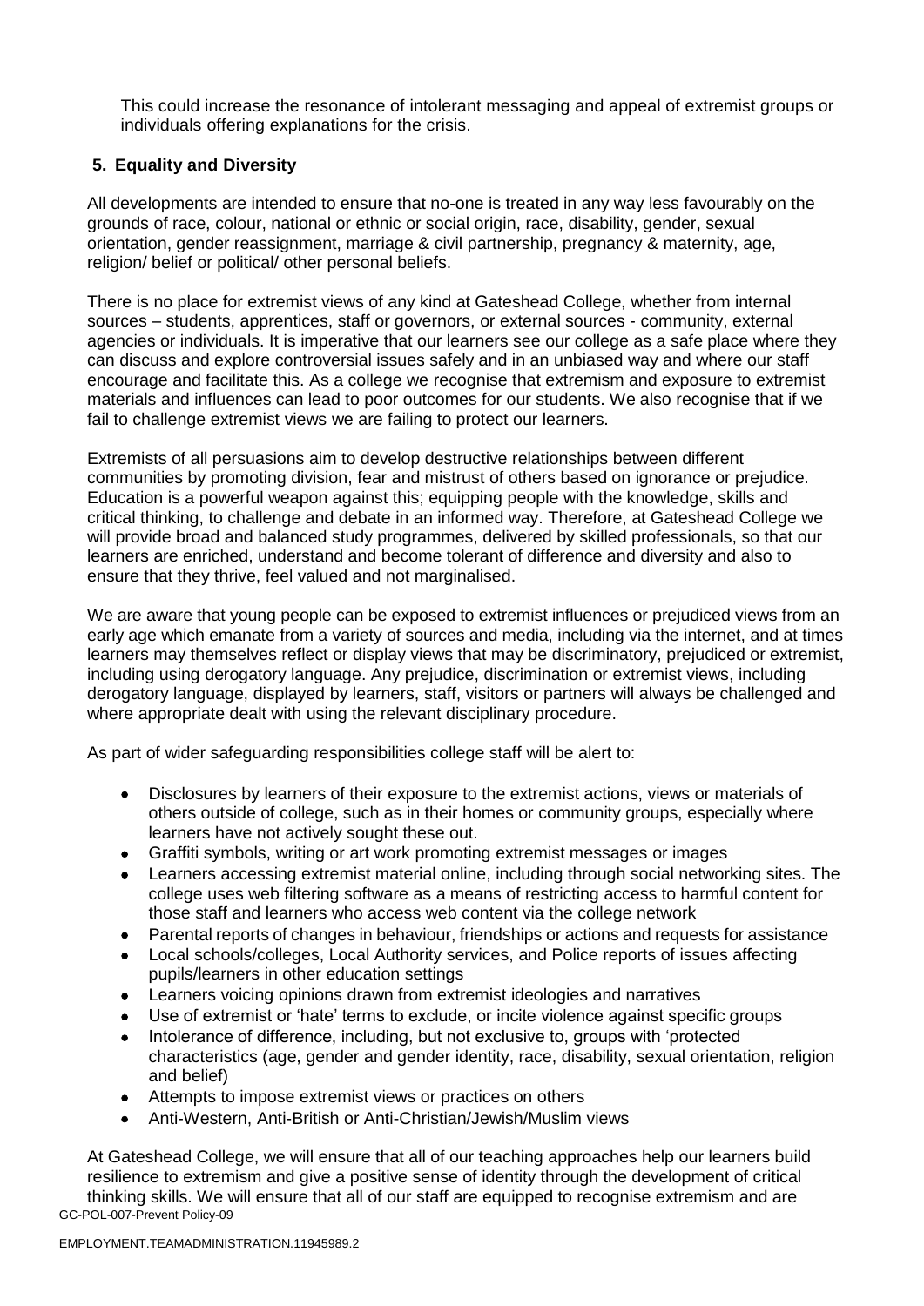This could increase the resonance of intolerant messaging and appeal of extremist groups or individuals offering explanations for the crisis.

## 5. Equality and Diversity

All developments are intended to ensure that no-one is treated in any way less favourably on the grounds of race, colour, national or ethnic or social origin, race, disability, gender, sexual orientation, gender reassignment, marriage & civil partnership, pregnancy & maternity, age, religion/ belief or political/ other personal beliefs.

There is no place for extremist views of any kind at Gateshead College, whether from internal sources – students, apprentices, staff or governors, or external sources - community, external agencies or individuals. It is imperative that our learners see our college as a safe place where they can discuss and explore controversial issues safely and in an unbiased way and where our staff encourage and facilitate this. As a college we recognise that extremism and exposure to extremist materials and influences can lead to poor outcomes for our students. We also recognise that if we fail to challenge extremist views we are failing to protect our learners.

Extremists of all persuasions aim to develop destructive relationships between different communities by promoting division, fear and mistrust of others based on ignorance or prejudice. Education is a powerful weapon against this; equipping people with the knowledge, skills and critical thinking, to challenge and debate in an informed way. Therefore, at Gateshead College we will provide broad and balanced study programmes, delivered by skilled professionals, so that our learners are enriched, understand and become tolerant of difference and diversity and also to ensure that they thrive, feel valued and not marginalised.

We are aware that young people can be exposed to extremist influences or prejudiced views from an early age which emanate from a variety of sources and media, including via the internet, and at times learners may themselves reflect or display views that may be discriminatory, prejudiced or extremist, including using derogatory language. Any prejudice, discrimination or extremist views, including derogatory language, displayed by learners, staff, visitors or partners will always be challenged and where appropriate dealt with using the relevant disciplinary procedure.

As part of wider safeguarding responsibilities college staff will be alert to:

- Disclosures by learners of their exposure to the extremist actions, views or materials of others outside of college, such as in their homes or community groups, especially where learners have not actively sought these out.
- Graffiti symbols, writing or art work promoting extremist messages or images
- Learners accessing extremist material online, including through social networking sites. The college uses web filtering software as a means of restricting access to harmful content for those staff and learners who access web content via the college network
- Parental reports of changes in behaviour, friendships or actions and requests for assistance
- Local schools/colleges, Local Authority services, and Police reports of issues affecting pupils/learners in other education settings
- Learners voicing opinions drawn from extremist ideologies and narratives
- Use of extremist or 'hate' terms to exclude, or incite violence against specific groups
- Intolerance of difference, including, but not exclusive to, groups with 'protected characteristics (age, gender and gender identity, race, disability, sexual orientation, religion and belief)
- Attempts to impose extremist views or practices on others
- Anti-Western, Anti-British or Anti-Christian/Jewish/Muslim views

At Gateshead College, we will ensure that all of our teaching approaches help our learners build resilience to extremism and give a positive sense of identity through the development of critical thinking skills. We will ensure that all of our staff are equipped to recognise extremism and are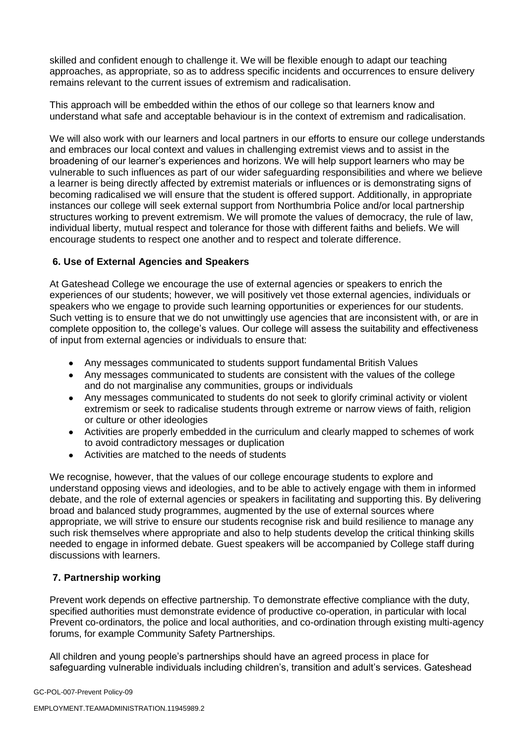skilled and confident enough to challenge it. We will be flexible enough to adapt our teaching approaches, as appropriate, so as to address specific incidents and occurrences to ensure delivery remains relevant to the current issues of extremism and radicalisation.

This approach will be embedded within the ethos of our college so that learners know and understand what safe and acceptable behaviour is in the context of extremism and radicalisation.

We will also work with our learners and local partners in our efforts to ensure our college understands and embraces our local context and values in challenging extremist views and to assist in the broadening of our learner's experiences and horizons. We will help support learners who may be vulnerable to such influences as part of our wider safeguarding responsibilities and where we believe a learner is being directly affected by extremist materials or influences or is demonstrating signs of becoming radicalised we will ensure that the student is offered support. Additionally, in appropriate instances our college will seek external support from Northumbria Police and/or local partnership structures working to prevent extremism. We will promote the values of democracy, the rule of law, individual liberty, mutual respect and tolerance for those with different faiths and beliefs. We will encourage students to respect one another and to respect and tolerate difference.

## 6. Use of External Agencies and Speakers

At Gateshead College we encourage the use of external agencies or speakers to enrich the experiences of our students; however, we will positively vet those external agencies, individuals or speakers who we engage to provide such learning opportunities or experiences for our students. Such vetting is to ensure that we do not unwittingly use agencies that are inconsistent with, or are in complete opposition to, the college's values. Our college will assess the suitability and effectiveness of input from external agencies or individuals to ensure that:

- Any messages communicated to students support fundamental British Values
- Any messages communicated to students are consistent with the values of the college and do not marginalise any communities, groups or individuals
- Any messages communicated to students do not seek to glorify criminal activity or violent extremism or seek to radicalise students through extreme or narrow views of faith, religion or culture or other ideologies
- Activities are properly embedded in the curriculum and clearly mapped to schemes of work to avoid contradictory messages or duplication
- Activities are matched to the needs of students

We recognise, however, that the values of our college encourage students to explore and understand opposing views and ideologies, and to be able to actively engage with them in informed debate, and the role of external agencies or speakers in facilitating and supporting this. By delivering broad and balanced study programmes, augmented by the use of external sources where appropriate, we will strive to ensure our students recognise risk and build resilience to manage any such risk themselves where appropriate and also to help students develop the critical thinking skills needed to engage in informed debate. Guest speakers will be accompanied by College staff during discussions with learners.

## 7. Partnership working

Prevent work depends on effective partnership. To demonstrate effective compliance with the duty, specified authorities must demonstrate evidence of productive co-operation, in particular with local Prevent co-ordinators, the police and local authorities, and co-ordination through existing multi-agency forums, for example Community Safety Partnerships.

All children and young people's partnerships should have an agreed process in place for safeguarding vulnerable individuals including children's, transition and adult's services. Gateshead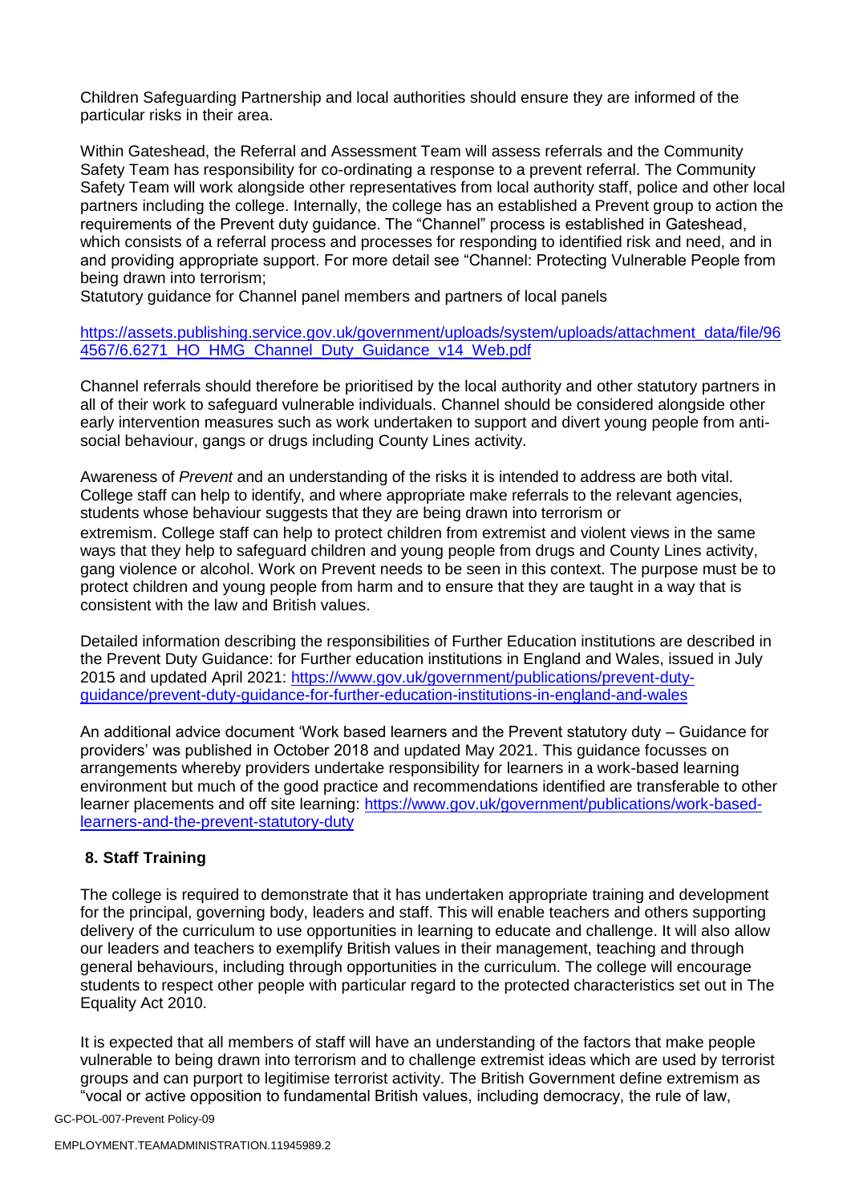Children Safeguarding Partnership and local authorities should ensure they are informed of the particular risks in their area.

Within Gateshead, the Referral and Assessment Team will assess referrals and the Community Safety Team has responsibility for co-ordinating a response to a prevent referral. The Community Safety Team will work alongside other representatives from local authority staff, police and other local partners including the college. Internally, the college has an established a Prevent group to action the requirements of the Prevent duty guidance. The "Channel" process is established in Gateshead, which consists of a referral process and processes for responding to identified risk and need, and in and providing appropriate support. For more detail see "Channel: Protecting Vulnerable People from being drawn into terrorism;
Statutory guidance for Channel panel members and partners of local panels

[https://assets.publishing.service.gov.uk/government/uploads/system/uploads/attachment_data/file/964567/6.6271_HO_HMG_Channel_Duty_Guidance_v14_Web.pdf](https://assets.publishing.service.gov.uk/government/uploads/system/uploads/attachment_data/file/964567/6.6271_HO_HMG_Channel_Duty_Guidance_v14_Web.pdf)

Channel referrals should therefore be prioritised by the local authority and other statutory partners in all of their work to safeguard vulnerable individuals. Channel should be considered alongside other early intervention measures such as work undertaken to support and divert young people from anti-social behaviour, gangs or drugs including County Lines activity.

Awareness of *Prevent* and an understanding of the risks it is intended to address are both vital. College staff can help to identify, and where appropriate make referrals to the relevant agencies, students whose behaviour suggests that they are being drawn into terrorism or extremism. College staff can help to protect children from extremist and violent views in the same ways that they help to safeguard children and young people from drugs and County Lines activity, gang violence or alcohol. Work on Prevent needs to be seen in this context. The purpose must be to protect children and young people from harm and to ensure that they are taught in a way that is consistent with the law and British values.

Detailed information describing the responsibilities of Further Education institutions are described in the Prevent Duty Guidance: for Further education institutions in England and Wales, issued in July 2015 and updated April 2021: [https://www.gov.uk/government/publications/prevent-duty-guidance/prevent-duty-guidance-for-further-education-institutions-in-england-and-wales](https://www.gov.uk/government/publications/prevent-duty-guidance/prevent-duty-guidance-for-further-education-institutions-in-england-and-wales)

An additional advice document 'Work based learners and the Prevent statutory duty – Guidance for providers' was published in October 2018 and updated May 2021. This guidance focusses on arrangements whereby providers undertake responsibility for learners in a work-based learning environment but much of the good practice and recommendations identified are transferable to other learner placements and off site learning: [https://www.gov.uk/government/publications/work-based-learners-and-the-prevent-statutory-duty](https://www.gov.uk/government/publications/work-based-learners-and-the-prevent-statutory-duty)

## 8. Staff Training

The college is required to demonstrate that it has undertaken appropriate training and development for the principal, governing body, leaders and staff. This will enable teachers and others supporting delivery of the curriculum to use opportunities in learning to educate and challenge. It will also allow our leaders and teachers to exemplify British values in their management, teaching and through general behaviours, including through opportunities in the curriculum. The college will encourage students to respect other people with particular regard to the protected characteristics set out in The Equality Act 2010.

It is expected that all members of staff will have an understanding of the factors that make people vulnerable to being drawn into terrorism and to challenge extremist ideas which are used by terrorist groups and can purport to legitimise terrorist activity. The British Government define extremism as "vocal or active opposition to fundamental British values, including democracy, the rule of law,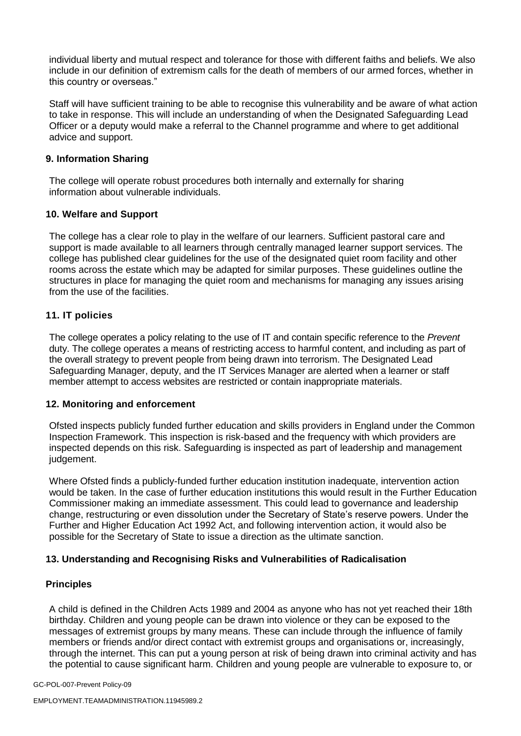individual liberty and mutual respect and tolerance for those with different faiths and beliefs. We also include in our definition of extremism calls for the death of members of our armed forces, whether in this country or overseas."

Staff will have sufficient training to be able to recognise this vulnerability and be aware of what action to take in response. This will include an understanding of when the Designated Safeguarding Lead Officer or a deputy would make a referral to the Channel programme and where to get additional advice and support.

### 9. Information Sharing

The college will operate robust procedures both internally and externally for sharing information about vulnerable individuals.

### 10. Welfare and Support

The college has a clear role to play in the welfare of our learners. Sufficient pastoral care and support is made available to all learners through centrally managed learner support services. The college has published clear guidelines for the use of the designated quiet room facility and other rooms across the estate which may be adapted for similar purposes. These guidelines outline the structures in place for managing the quiet room and mechanisms for managing any issues arising from the use of the facilities.

### 11. IT policies

The college operates a policy relating to the use of IT and contain specific reference to the *Prevent* duty. The college operates a means of restricting access to harmful content, and including as part of the overall strategy to prevent people from being drawn into terrorism. The Designated Lead Safeguarding Manager, deputy, and the IT Services Manager are alerted when a learner or staff member attempt to access websites are restricted or contain inappropriate materials.

### 12. Monitoring and enforcement

Ofsted inspects publicly funded further education and skills providers in England under the Common Inspection Framework. This inspection is risk-based and the frequency with which providers are inspected depends on this risk. Safeguarding is inspected as part of leadership and management judgement.

Where Ofsted finds a publicly-funded further education institution inadequate, intervention action would be taken. In the case of further education institutions this would result in the Further Education Commissioner making an immediate assessment. This could lead to governance and leadership change, restructuring or even dissolution under the Secretary of State's reserve powers. Under the Further and Higher Education Act 1992 Act, and following intervention action, it would also be possible for the Secretary of State to issue a direction as the ultimate sanction.

### 13. Understanding and Recognising Risks and Vulnerabilities of Radicalisation

#### Principles

A child is defined in the Children Acts 1989 and 2004 as anyone who has not yet reached their 18th birthday. Children and young people can be drawn into violence or they can be exposed to the messages of extremist groups by many means. These can include through the influence of family members or friends and/or direct contact with extremist groups and organisations or, increasingly, through the internet. This can put a young person at risk of being drawn into criminal activity and has the potential to cause significant harm. Children and young people are vulnerable to exposure to, or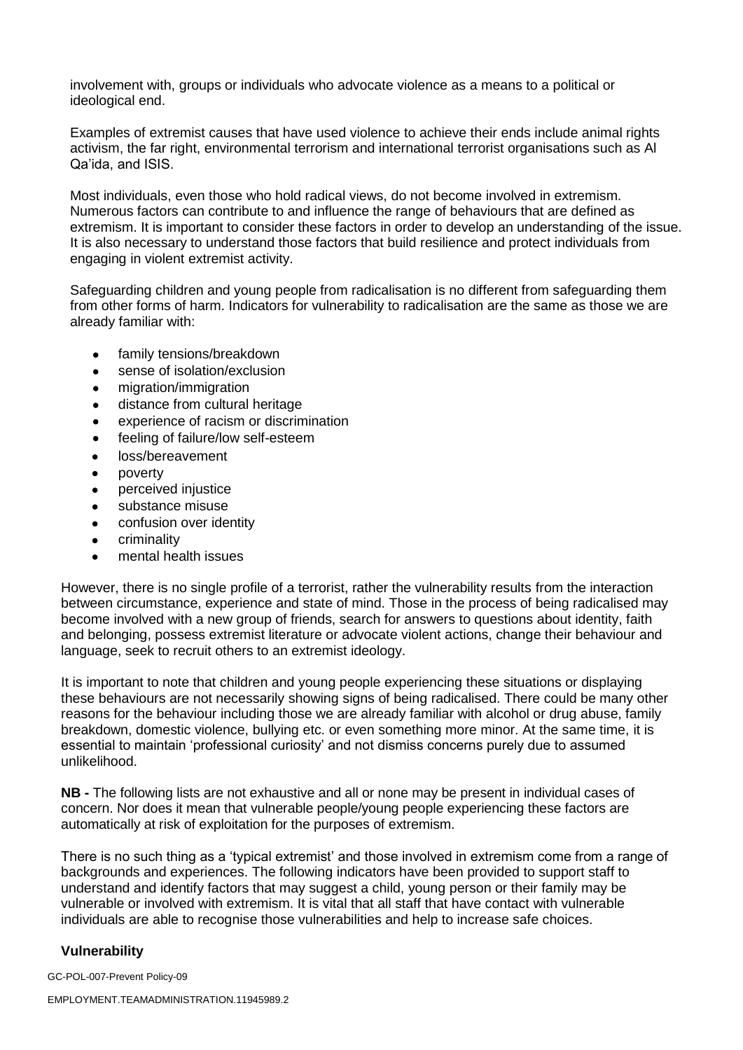involvement with, groups or individuals who advocate violence as a means to a political or ideological end.

Examples of extremist causes that have used violence to achieve their ends include animal rights activism, the far right, environmental terrorism and international terrorist organisations such as Al Qa'ida, and ISIS.

Most individuals, even those who hold radical views, do not become involved in extremism. Numerous factors can contribute to and influence the range of behaviours that are defined as extremism. It is important to consider these factors in order to develop an understanding of the issue. It is also necessary to understand those factors that build resilience and protect individuals from engaging in violent extremist activity.

Safeguarding children and young people from radicalisation is no different from safeguarding them from other forms of harm. Indicators for vulnerability to radicalisation are the same as those we are already familiar with:

- family tensions/breakdown
- sense of isolation/exclusion
- migration/immigration
- distance from cultural heritage
- experience of racism or discrimination
- feeling of failure/low self-esteem
- loss/bereavement
- poverty
- perceived injustice
- substance misuse
- confusion over identity
- criminality
- mental health issues

However, there is no single profile of a terrorist, rather the vulnerability results from the interaction between circumstance, experience and state of mind. Those in the process of being radicalised may become involved with a new group of friends, search for answers to questions about identity, faith and belonging, possess extremist literature or advocate violent actions, change their behaviour and language, seek to recruit others to an extremist ideology.

It is important to note that children and young people experiencing these situations or displaying these behaviours are not necessarily showing signs of being radicalised. There could be many other reasons for the behaviour including those we are already familiar with alcohol or drug abuse, family breakdown, domestic violence, bullying etc. or even something more minor. At the same time, it is essential to maintain 'professional curiosity' and not dismiss concerns purely due to assumed unlikelihood.

**NB -** The following lists are not exhaustive and all or none may be present in individual cases of concern. Nor does it mean that vulnerable people/young people experiencing these factors are automatically at risk of exploitation for the purposes of extremism.

There is no such thing as a 'typical extremist' and those involved in extremism come from a range of backgrounds and experiences. The following indicators have been provided to support staff to understand and identify factors that may suggest a child, young person or their family may be vulnerable or involved with extremism. It is vital that all staff that have contact with vulnerable individuals are able to recognise those vulnerabilities and help to increase safe choices.

**Vulnerability**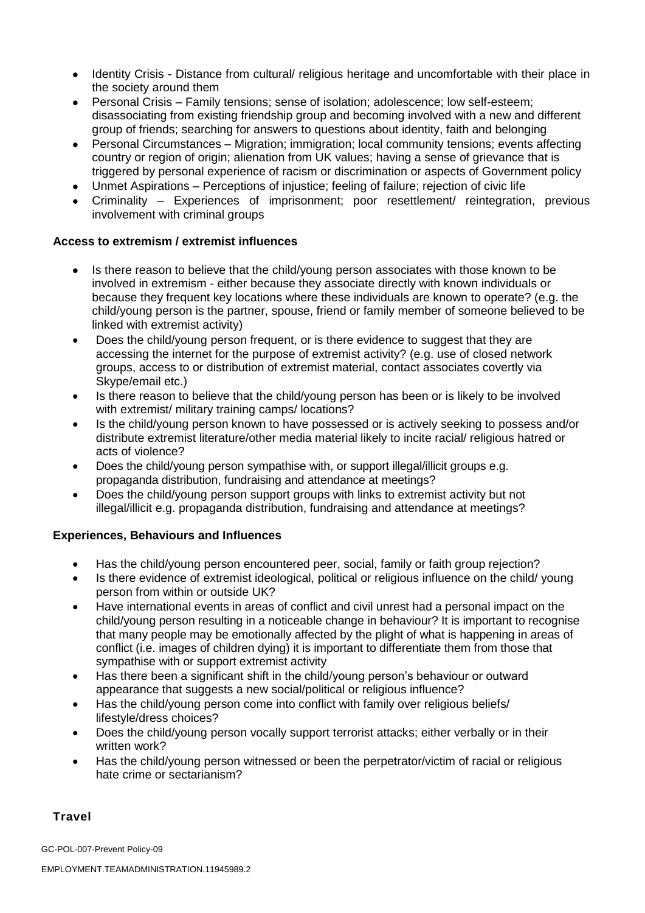- Identity Crisis - Distance from cultural/ religious heritage and uncomfortable with their place in the society around them
- Personal Crisis – Family tensions; sense of isolation; adolescence; low self-esteem; disassociating from existing friendship group and becoming involved with a new and different group of friends; searching for answers to questions about identity, faith and belonging
- Personal Circumstances – Migration; immigration; local community tensions; events affecting country or region of origin; alienation from UK values; having a sense of grievance that is triggered by personal experience of racism or discrimination or aspects of Government policy
- Unmet Aspirations – Perceptions of injustice; feeling of failure; rejection of civic life
- Criminality – Experiences of imprisonment; poor resettlement/ reintegration, previous involvement with criminal groups

**Access to extremism / extremist influences**

- Is there reason to believe that the child/young person associates with those known to be involved in extremism - either because they associate directly with known individuals or because they frequent key locations where these individuals are known to operate? (e.g. the child/young person is the partner, spouse, friend or family member of someone believed to be linked with extremist activity)
- Does the child/young person frequent, or is there evidence to suggest that they are accessing the internet for the purpose of extremist activity? (e.g. use of closed network groups, access to or distribution of extremist material, contact associates covertly via Skype/email etc.)
- Is there reason to believe that the child/young person has been or is likely to be involved with extremist/ military training camps/ locations?
- Is the child/young person known to have possessed or is actively seeking to possess and/or distribute extremist literature/other media material likely to incite racial/ religious hatred or acts of violence?
- Does the child/young person sympathise with, or support illegal/illicit groups e.g. propaganda distribution, fundraising and attendance at meetings?
- Does the child/young person support groups with links to extremist activity but not illegal/illicit e.g. propaganda distribution, fundraising and attendance at meetings?

**Experiences, Behaviours and Influences**

- Has the child/young person encountered peer, social, family or faith group rejection?
- Is there evidence of extremist ideological, political or religious influence on the child/ young person from within or outside UK?
- Have international events in areas of conflict and civil unrest had a personal impact on the child/young person resulting in a noticeable change in behaviour? It is important to recognise that many people may be emotionally affected by the plight of what is happening in areas of conflict (i.e. images of children dying) it is important to differentiate them from those that sympathise with or support extremist activity
- Has there been a significant shift in the child/young person's behaviour or outward appearance that suggests a new social/political or religious influence?
- Has the child/young person come into conflict with family over religious beliefs/ lifestyle/dress choices?
- Does the child/young person vocally support terrorist attacks; either verbally or in their written work?
- Has the child/young person witnessed or been the perpetrator/victim of racial or religious hate crime or sectarianism?

**Travel**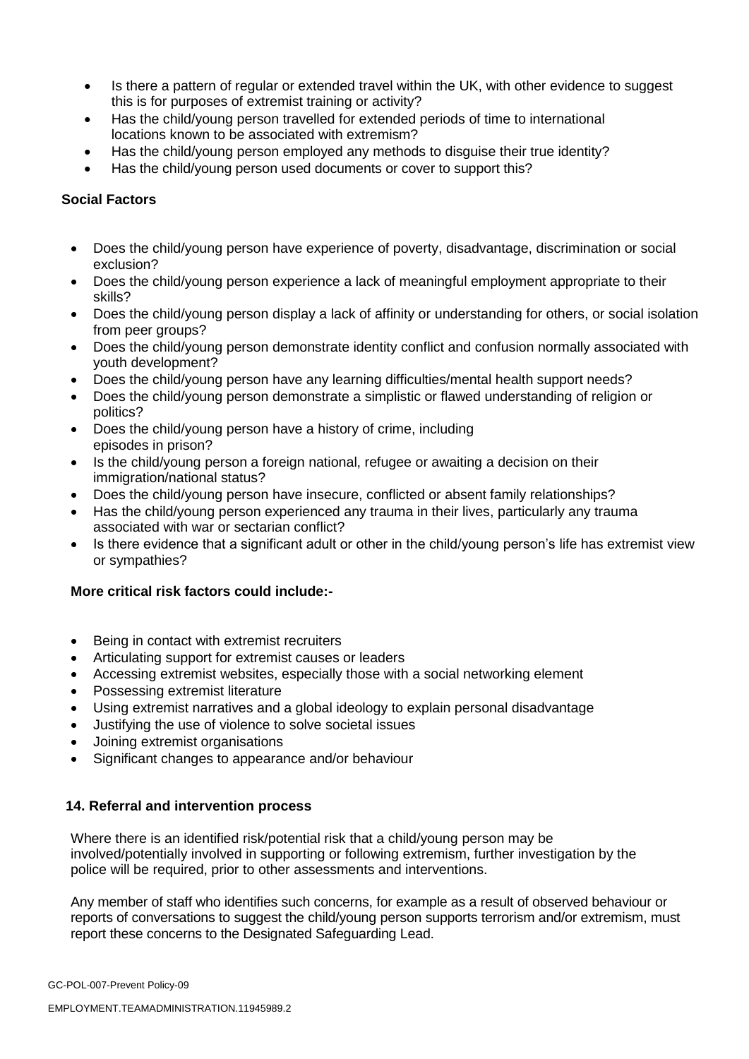- Is there a pattern of regular or extended travel within the UK, with other evidence to suggest this is for purposes of extremist training or activity?
- Has the child/young person travelled for extended periods of time to international locations known to be associated with extremism?
- Has the child/young person employed any methods to disguise their true identity?
- Has the child/young person used documents or cover to support this?

**Social Factors**

- Does the child/young person have experience of poverty, disadvantage, discrimination or social exclusion?
- Does the child/young person experience a lack of meaningful employment appropriate to their skills?
- Does the child/young person display a lack of affinity or understanding for others, or social isolation from peer groups?
- Does the child/young person demonstrate identity conflict and confusion normally associated with youth development?
- Does the child/young person have any learning difficulties/mental health support needs?
- Does the child/young person demonstrate a simplistic or flawed understanding of religion or politics?
- Does the child/young person have a history of crime, including episodes in prison?
- Is the child/young person a foreign national, refugee or awaiting a decision on their immigration/national status?
- Does the child/young person have insecure, conflicted or absent family relationships?
- Has the child/young person experienced any trauma in their lives, particularly any trauma associated with war or sectarian conflict?
- Is there evidence that a significant adult or other in the child/young person's life has extremist view or sympathies?

**More critical risk factors could include:-**

- Being in contact with extremist recruiters
- Articulating support for extremist causes or leaders
- Accessing extremist websites, especially those with a social networking element
- Possessing extremist literature
- Using extremist narratives and a global ideology to explain personal disadvantage
- Justifying the use of violence to solve societal issues
- Joining extremist organisations
- Significant changes to appearance and/or behaviour

## 14. Referral and intervention process

Where there is an identified risk/potential risk that a child/young person may be involved/potentially involved in supporting or following extremism, further investigation by the police will be required, prior to other assessments and interventions.

Any member of staff who identifies such concerns, for example as a result of observed behaviour or reports of conversations to suggest the child/young person supports terrorism and/or extremism, must report these concerns to the Designated Safeguarding Lead.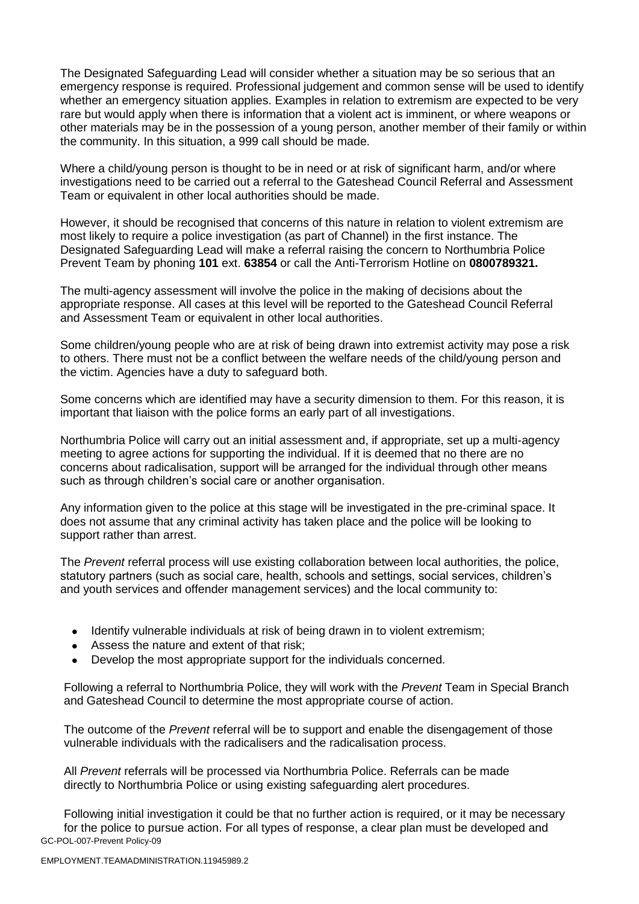The Designated Safeguarding Lead will consider whether a situation may be so serious that an emergency response is required. Professional judgement and common sense will be used to identify whether an emergency situation applies. Examples in relation to extremism are expected to be very rare but would apply when there is information that a violent act is imminent, or where weapons or other materials may be in the possession of a young person, another member of their family or within the community. In this situation, a 999 call should be made.

Where a child/young person is thought to be in need or at risk of significant harm, and/or where investigations need to be carried out a referral to the Gateshead Council Referral and Assessment Team or equivalent in other local authorities should be made.

However, it should be recognised that concerns of this nature in relation to violent extremism are most likely to require a police investigation (as part of Channel) in the first instance. The Designated Safeguarding Lead will make a referral raising the concern to Northumbria Police Prevent Team by phoning **101** ext. **63854** or call the Anti-Terrorism Hotline on **0800789321.**

The multi-agency assessment will involve the police in the making of decisions about the appropriate response. All cases at this level will be reported to the Gateshead Council Referral and Assessment Team or equivalent in other local authorities.

Some children/young people who are at risk of being drawn into extremist activity may pose a risk to others. There must not be a conflict between the welfare needs of the child/young person and the victim. Agencies have a duty to safeguard both.

Some concerns which are identified may have a security dimension to them. For this reason, it is important that liaison with the police forms an early part of all investigations.

Northumbria Police will carry out an initial assessment and, if appropriate, set up a multi-agency meeting to agree actions for supporting the individual. If it is deemed that no there are no concerns about radicalisation, support will be arranged for the individual through other means such as through children's social care or another organisation.

Any information given to the police at this stage will be investigated in the pre-criminal space. It does not assume that any criminal activity has taken place and the police will be looking to support rather than arrest.

The *Prevent* referral process will use existing collaboration between local authorities, the police, statutory partners (such as social care, health, schools and settings, social services, children's and youth services and offender management services) and the local community to:

- Identify vulnerable individuals at risk of being drawn in to violent extremism;
- Assess the nature and extent of that risk;
- Develop the most appropriate support for the individuals concerned.

Following a referral to Northumbria Police, they will work with the *Prevent* Team in Special Branch and Gateshead Council to determine the most appropriate course of action.

The outcome of the *Prevent* referral will be to support and enable the disengagement of those vulnerable individuals with the radicalisers and the radicalisation process.

All *Prevent* referrals will be processed via Northumbria Police. Referrals can be made directly to Northumbria Police or using existing safeguarding alert procedures.

Following initial investigation it could be that no further action is required, or it may be necessary for the police to pursue action. For all types of response, a clear plan must be developed and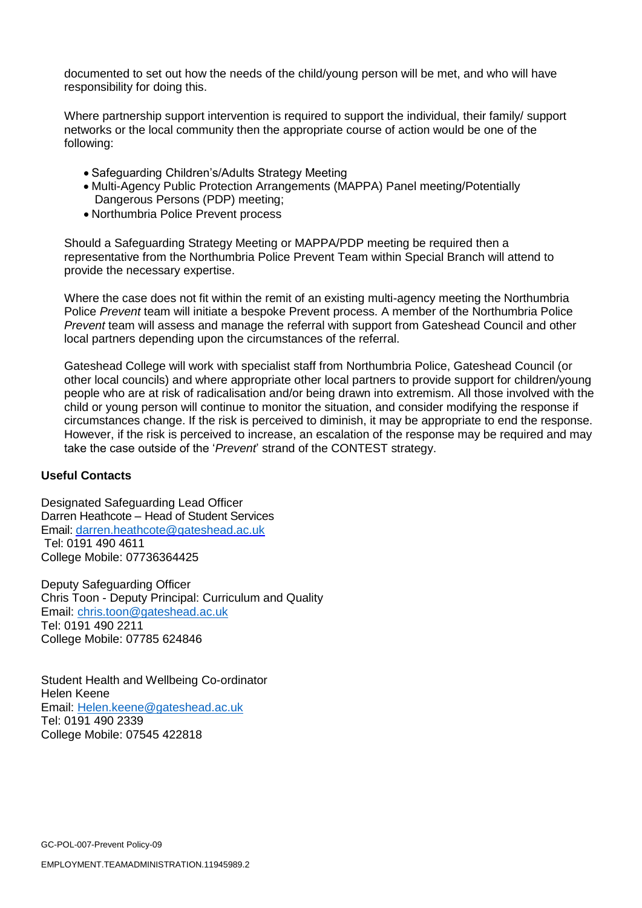documented to set out how the needs of the child/young person will be met, and who will have responsibility for doing this.

Where partnership support intervention is required to support the individual, their family/ support networks or the local community then the appropriate course of action would be one of the following:

- Safeguarding Children's/Adults Strategy Meeting
- Multi-Agency Public Protection Arrangements (MAPPA) Panel meeting/Potentially Dangerous Persons (PDP) meeting;
- Northumbria Police Prevent process

Should a Safeguarding Strategy Meeting or MAPPA/PDP meeting be required then a representative from the Northumbria Police Prevent Team within Special Branch will attend to provide the necessary expertise.

Where the case does not fit within the remit of an existing multi-agency meeting the Northumbria Police *Prevent* team will initiate a bespoke Prevent process. A member of the Northumbria Police *Prevent* team will assess and manage the referral with support from Gateshead Council and other local partners depending upon the circumstances of the referral.

Gateshead College will work with specialist staff from Northumbria Police, Gateshead Council (or other local councils) and where appropriate other local partners to provide support for children/young people who are at risk of radicalisation and/or being drawn into extremism. All those involved with the child or young person will continue to monitor the situation, and consider modifying the response if circumstances change. If the risk is perceived to diminish, it may be appropriate to end the response. However, if the risk is perceived to increase, an escalation of the response may be required and may take the case outside of the '*Prevent*' strand of the CONTEST strategy.

**Useful Contacts**

Designated Safeguarding Lead Officer
Darren Heathcote – Head of Student Services
Email: darren.heathcote@gateshead.ac.uk
Tel: 0191 490 4611
College Mobile: 07736364425

Deputy Safeguarding Officer
Chris Toon - Deputy Principal: Curriculum and Quality
Email: chris.toon@gateshead.ac.uk
Tel: 0191 490 2211
College Mobile: 07785 624846

Student Health and Wellbeing Co-ordinator
Helen Keene
Email: Helen.keene@gateshead.ac.uk
Tel: 0191 490 2339
College Mobile: 07545 422818